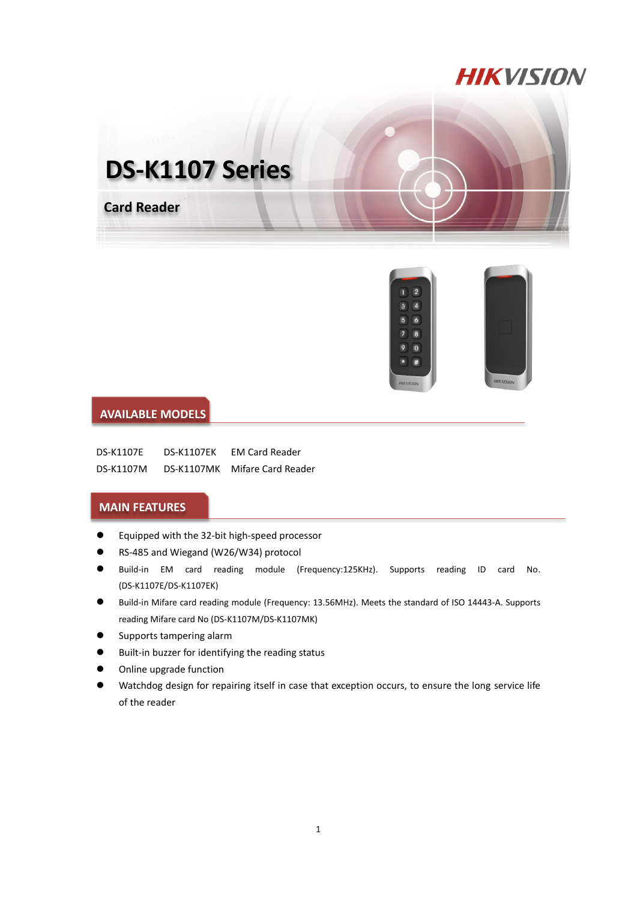# DS-K1107 Series

## Card Reader

## AVAILABLE MODELS

| | | |
|---|---|---|
| DS-K1107E | DS-K1107EK | EM Card Reader |
| DS-K1107M | DS-K1107MK | Mifare Card Reader |

## MAIN FEATURES

- Equipped with the 32-bit high-speed processor
- RS-485 and Wiegand (W26/W34) protocol
- Build-in EM card reading module (Frequency:125KHz). Supports reading ID card No. (DS-K1107E/DS-K1107EK)
- Build-in Mifare card reading module (Frequency: 13.56MHz). Meets the standard of ISO 14443-A. Supports reading Mifare card No (DS-K1107M/DS-K1107MK)
- Supports tampering alarm
- Built-in buzzer for identifying the reading status
- Online upgrade function
- Watchdog design for repairing itself in case that exception occurs, to ensure the long service life of the reader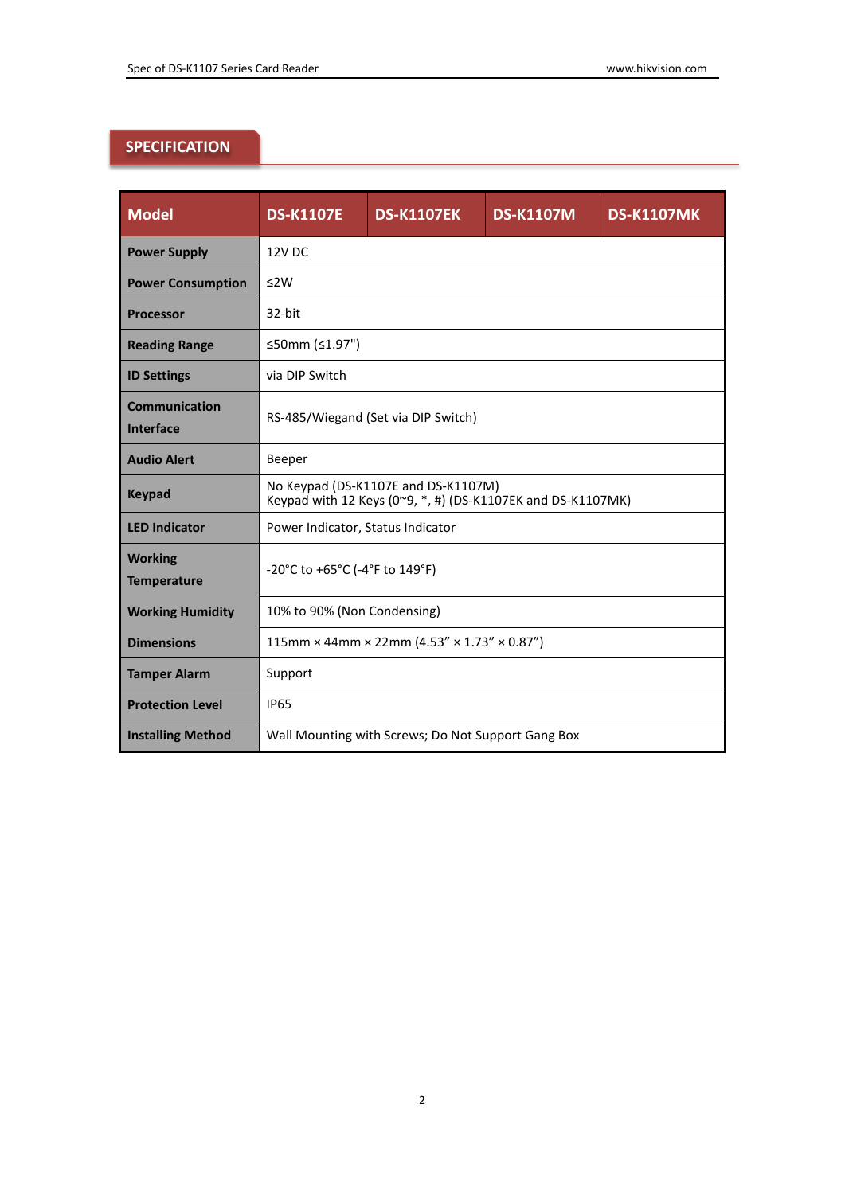## SPECIFICATION

| Model | DS-K1107E | DS-K1107EK | DS-K1107M | DS-K1107MK |
|---|---|---|---|---|
| **Power Supply** | 12V DC | | | |
| **Power Consumption** | ≤2W | | | |
| **Processor** | 32-bit | | | |
| **Reading Range** | ≤50mm (≤1.97") | | | |
| **ID Settings** | via DIP Switch | | | |
| **Communication Interface** | RS-485/Wiegand (Set via DIP Switch) | | | |
| **Audio Alert** | Beeper | | | |
| **Keypad** | No Keypad (DS-K1107E and DS-K1107M)<br>Keypad with 12 Keys (0~9, *, #) (DS-K1107EK and DS-K1107MK) | | | |
| **LED Indicator** | Power Indicator, Status Indicator | | | |
| **Working Temperature** | -20°C to +65°C (-4°F to 149°F) | | | |
| **Working Humidity** | 10% to 90% (Non Condensing) | | | |
| **Dimensions** | 115mm × 44mm × 22mm (4.53" × 1.73" × 0.87") | | | |
| **Tamper Alarm** | Support | | | |
| **Protection Level** | IP65 | | | |
| **Installing Method** | Wall Mounting with Screws; Do Not Support Gang Box | | | |